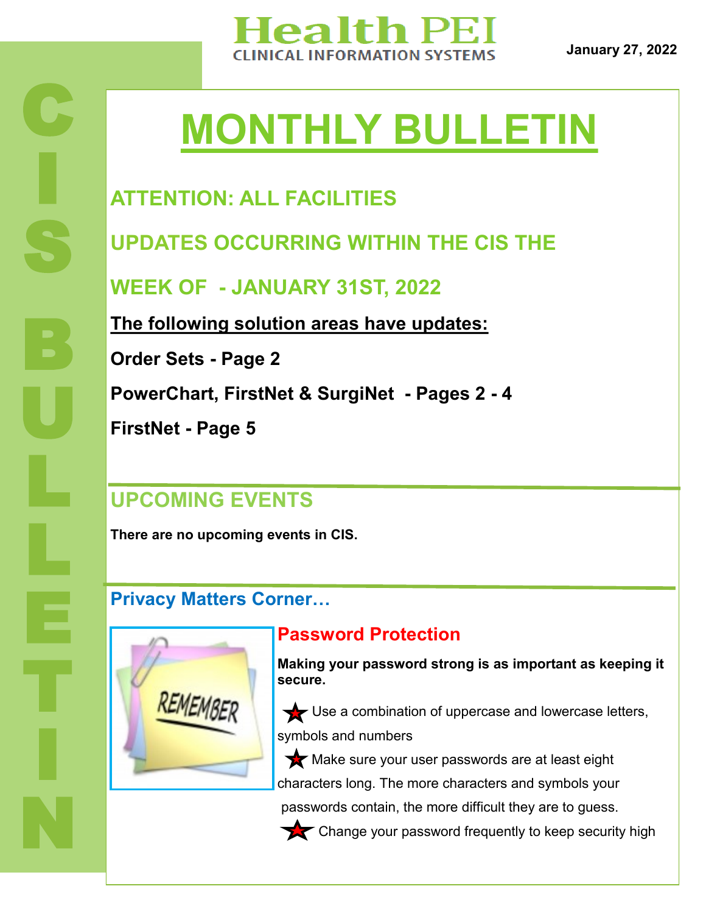# Health PEI

CLINICAL INFORMATION SYSTEMS

January 27, 2022

CIS BULLETIN

# MONTHLY BULLETIN

## ATTENTION: ALL FACILITIES

## UPDATES OCCURRING WITHIN THE CIS THE WEEK OF - JANUARY 31ST, 2022

**The following solution areas have updates:**

**Order Sets - Page 2**

**PowerChart, FirstNet & SurgiNet - Pages 2 - 4**

**FirstNet - Page 5**

## UPCOMING EVENTS

**There are no upcoming events in CIS.**

## Privacy Matters Corner…

### Password Protection

**Making your password strong is as important as keeping it secure.**

- Use a combination of uppercase and lowercase letters, symbols and numbers
- Make sure your user passwords are at least eight characters long. The more characters and symbols your passwords contain, the more difficult they are to guess.
- Change your password frequently to keep security high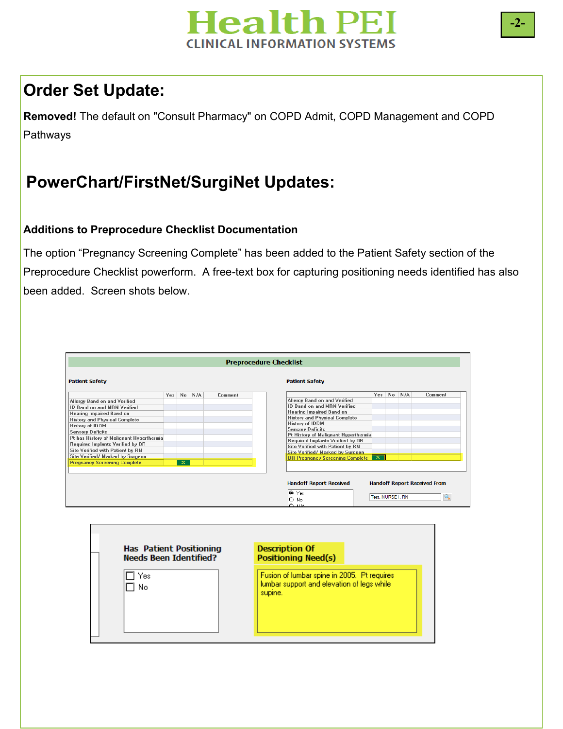## Order Set Update:

**Removed!** The default on "Consult Pharmacy" on COPD Admit, COPD Management and COPD Pathways

## PowerChart/FirstNet/SurgiNet Updates:

### Additions to Preprocedure Checklist Documentation

The option "Pregnancy Screening Complete" has been added to the Patient Safety section of the Preprocedure Checklist powerform. A free-text box for capturing positioning needs identified has also been added. Screen shots below.

**Preprocedure Checklist**

Patient Safety

| | Yes | No | N/A | Comment |
|---|---|---|---|---|
| Allergy Band on and Verified | | | | |
| ID Band on and MRN Verified | | | | |
| Hearing Impaired Band on | | | | |
| History and Physical Complete | | | | |
| History of IDDM | | | | |
| Sensory Deficits | | | | |
| Pt has History of Malignant Hyperthermia | | | | |
| Required Implants Verified by OR | | | | |
| Site Verified with Patient by RN | | | | |
| Site Verified/ Marked by Surgeon | | | | |
| Pregnancy Screening Complete | | X | | |

Patient Safety

| | Yes | No | N/A | Comment |
|---|---|---|---|---|
| Allergy Band on and Verified | | | | |
| ID Band on and MRN Verified | | | | |
| Hearing Impaired Band on | | | | |
| History and Physical Complete | | | | |
| History of IDDM | | | | |
| Sensory Deficits | | | | |
| Pt History of Malignant Hyperthermia | | | | |
| Required Implants Verified by OR | | | | |
| Site Verified with Patient by RN | | | | |
| Site Verified/ Marked by Surgeon | | | | |
| OR Pregnancy Screening Complete | X | | | |

Handoff Report Received
- (•) Yes
- ( ) No
- ( ) N/A

Handoff Report Received From: Test, NURSE1, RN

Has Patient Positioning Needs Been Identified?
- [ ] Yes
- [ ] No

Description Of Positioning Need(s)

Fusion of lumbar spine in 2005. Pt requires lumbar support and elevation of legs while supine.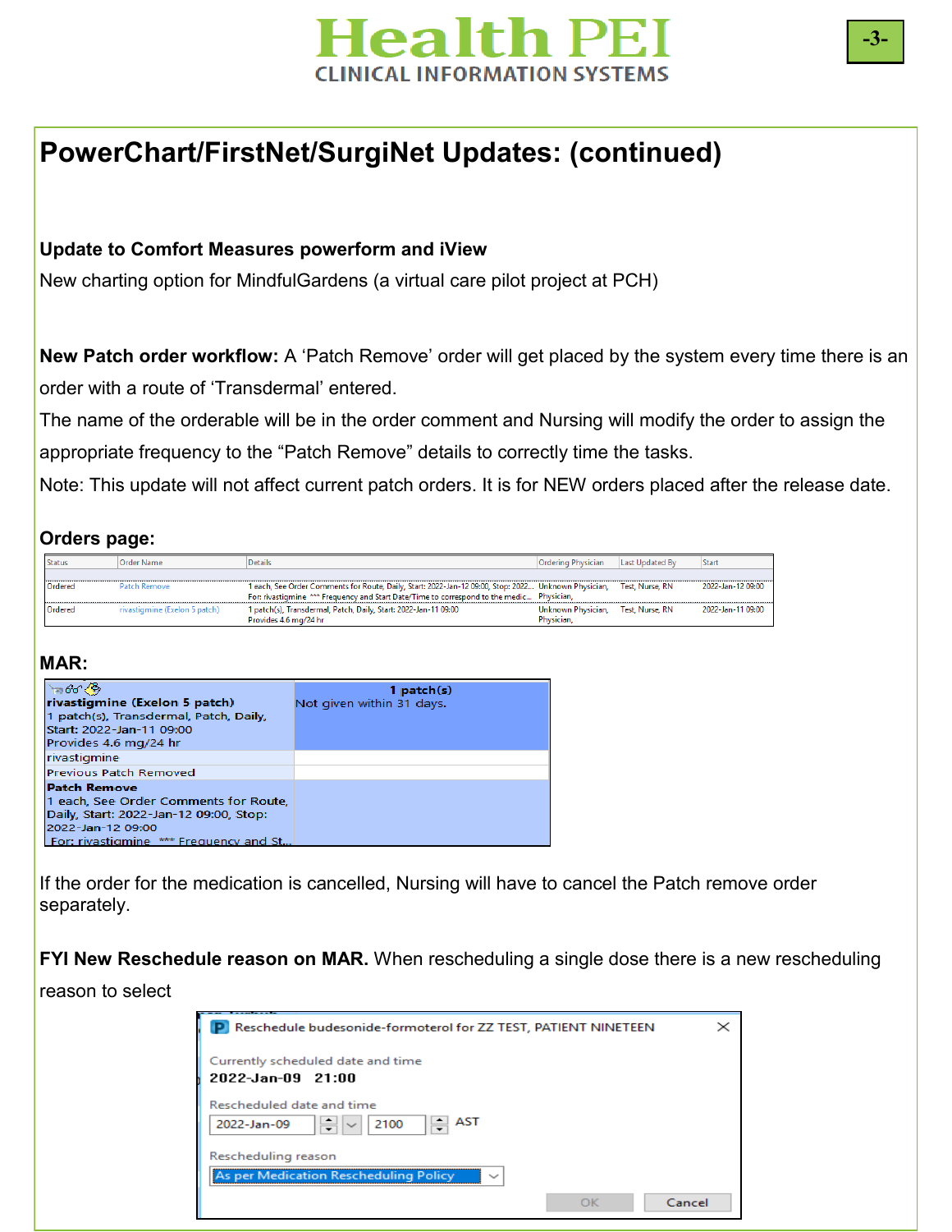## PowerChart/FirstNet/SurgiNet Updates: (continued)

**Update to Comfort Measures powerform and iView**

New charting option for MindfulGardens (a virtual care pilot project at PCH)

**New Patch order workflow:** A 'Patch Remove' order will get placed by the system every time there is an order with a route of 'Transdermal' entered.

The name of the orderable will be in the order comment and Nursing will modify the order to assign the appropriate frequency to the "Patch Remove" details to correctly time the tasks.

Note: This update will not affect current patch orders. It is for NEW orders placed after the release date.

**Orders page:**

| Status | Order Name | Details | Ordering Physician | Last Updated By | Start |
|---|---|---|---|---|---|
| Ordered | Patch Remove | 1 each, See Order Comments for Route, Daily, Start: 2022-Jan-12 09:00, Stop: 2022... For: rivastigmine *** Frequency and Start Date/Time to correspond to the medic... | Unknown Physician, Physician, | Test, Nurse, RN | 2022-Jan-12 09:00 |
| Ordered | rivastigmine (Exelon 5 patch) | 1 patch(s), Transdermal, Patch, Daily, Start: 2022-Jan-11 09:00 Provides 4.6 mg/24 hr | Unknown Physician, Physician, | Test, Nurse, RN | 2022-Jan-11 09:00 |

**MAR:**

| Order | |
|---|---|
| **rivastigmine (Exelon 5 patch)** 1 patch(s), Transdermal, Patch, Daily, Start: 2022-Jan-11 09:00 Provides 4.6 mg/24 hr | **1 patch(s)** Not given within 31 days. |
| rivastigmine | |
| Previous Patch Removed | |
| **Patch Remove** 1 each, See Order Comments for Route, Daily, Start: 2022-Jan-12 09:00, Stop: 2022-Jan-12 09:00 For: rivastigmine *** Frequency and St... | |

If the order for the medication is cancelled, Nursing will have to cancel the Patch remove order separately.

**FYI New Reschedule reason on MAR.** When rescheduling a single dose there is a new rescheduling reason to select

Reschedule budesonide-formoterol for ZZ TEST, PATIENT NINETEEN

Currently scheduled date and time
**2022-Jan-09 21:00**

Rescheduled date and time
2022-Jan-09 | 2100 AST

Rescheduling reason
As per Medication Rescheduling Policy

OK | Cancel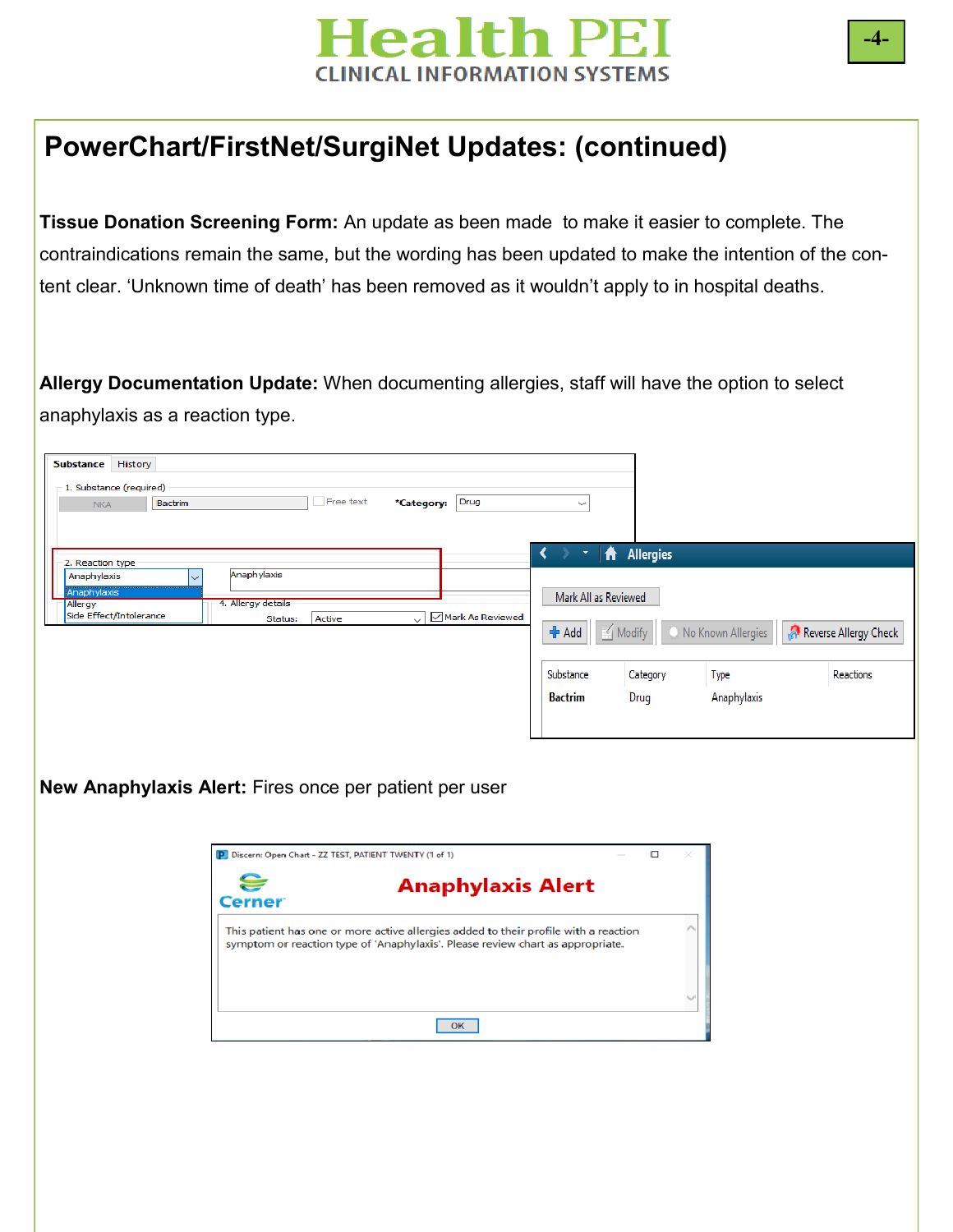## PowerChart/FirstNet/SurgiNet Updates: (continued)

**Tissue Donation Screening Form:** An update as been made to make it easier to complete. The contraindications remain the same, but the wording has been updated to make the intention of the content clear. 'Unknown time of death' has been removed as it wouldn't apply to in hospital deaths.

**Allergy Documentation Update:** When documenting allergies, staff will have the option to select anaphylaxis as a reaction type.

**New Anaphylaxis Alert:** Fires once per patient per user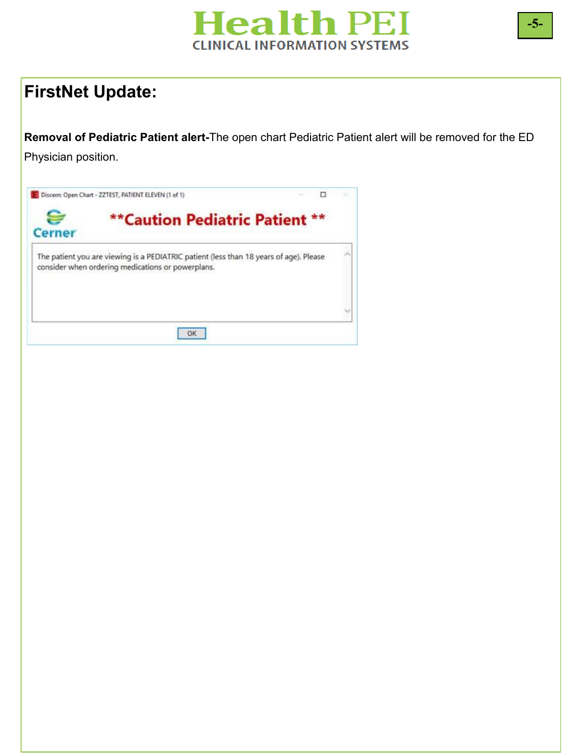## FirstNet Update:

**Removal of Pediatric Patient alert-**The open chart Pediatric Patient alert will be removed for the ED Physician position.

Discern: Open Chart - ZZTEST, PATIENT ELEVEN (1 of 1)

**Caution Pediatric Patient **

The patient you are viewing is a PEDIATRIC patient (less than 18 years of age). Please consider when ordering medications or powerplans.

OK